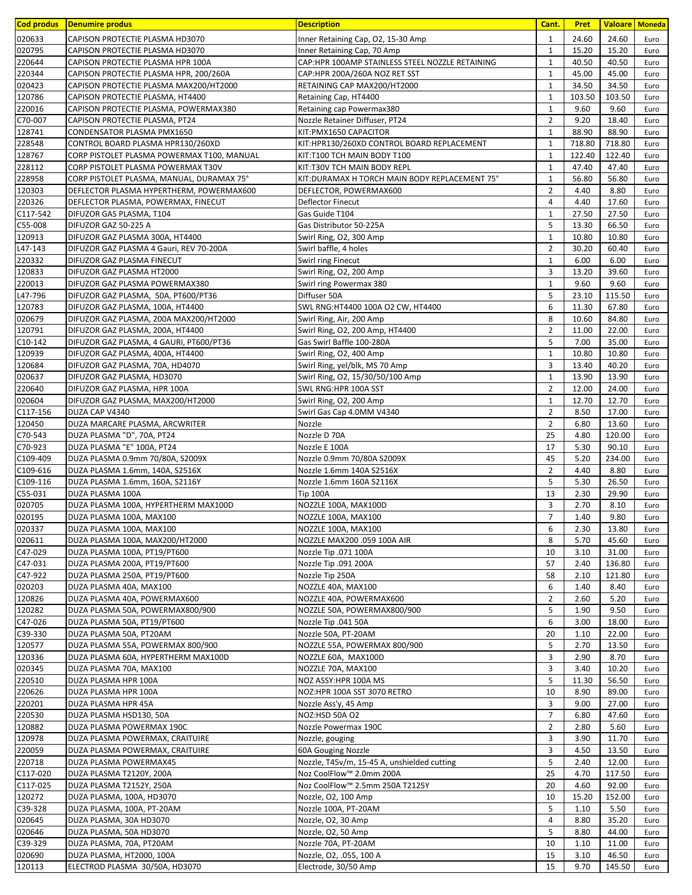| Cod produs | Denumire produs | Description | Cant. | Pret | Valoare | Moneda |
|---|---|---|---|---|---|---|
| 020633 | CAPISON PROTECTIE PLASMA HD3070 | Inner Retaining Cap, O2, 15-30 Amp | 1 | 24.60 | 24.60 | Euro |
| 020795 | CAPISON PROTECTIE PLASMA HD3070 | Inner Retaining Cap, 70 Amp | 1 | 15.20 | 15.20 | Euro |
| 220644 | CAPISON PROTECTIE PLASMA HPR 100A | CAP:HPR 100AMP STAINLESS STEEL NOZZLE RETAINING | 1 | 40.50 | 40.50 | Euro |
| 220344 | CAPISON PROTECTIE PLASMA HPR, 200/260A | CAP:HPR 200A/260A NOZ RET SST | 1 | 45.00 | 45.00 | Euro |
| 020423 | CAPISON PROTECTIE PLASMA MAX200/HT2000 | RETAINING CAP MAX200/HT2000 | 1 | 34.50 | 34.50 | Euro |
| 120786 | CAPISON PROTECTIE PLASMA, HT4400 | Retaining Cap, HT4400 | 1 | 103.50 | 103.50 | Euro |
| 220016 | CAPISON PROTECTIE PLASMA, POWERMAX380 | Retaining cap Powermax380 | 1 | 9.60 | 9.60 | Euro |
| C70-007 | CAPISON PROTECTIE PLASMA, PT24 | Nozzle Retainer Diffuser, PT24 | 2 | 9.20 | 18.40 | Euro |
| 128741 | CONDENSATOR PLASMA PMX1650 | KIT:PMX1650 CAPACITOR | 1 | 88.90 | 88.90 | Euro |
| 228548 | CONTROL BOARD PLASMA HPR130/260XD | KIT:HPR130/260XD CONTROL BOARD REPLACEMENT | 1 | 718.80 | 718.80 | Euro |
| 128767 | CORP PISTOLET PLASMA POWERMAX T100, MANUAL | KIT:T100 TCH MAIN BODY T100 | 1 | 122.40 | 122.40 | Euro |
| 228112 | CORP PISTOLET PLASMA POWERMAX T30V | KIT:T30V TCH MAIN BODY REPL | 1 | 47.40 | 47.40 | Euro |
| 228958 | CORP PISTOLET PLASMA, MANUAL, DURAMAX 75° | KIT:DURAMAX H TORCH MAIN BODY REPLACEMENT 75° | 1 | 56.80 | 56.80 | Euro |
| 120303 | DEFLECTOR PLASMA HYPERTHERM, POWERMAX600 | DEFLECTOR, POWERMAX600 | 2 | 4.40 | 8.80 | Euro |
| 220326 | DEFLECTOR PLASMA, POWERMAX, FINECUT | Deflector Finecut | 4 | 4.40 | 17.60 | Euro |
| C117-542 | DIFUZOR GAS PLASMA, T104 | Gas Guide T104 | 1 | 27.50 | 27.50 | Euro |
| C55-008 | DIFUZOR GAZ 50-225 A | Gas Distributor 50-225A | 5 | 13.30 | 66.50 | Euro |
| 120913 | DIFUZOR GAZ PLASMA 300A, HT4400 | Swirl Ring, O2, 300 Amp | 1 | 10.80 | 10.80 | Euro |
| L47-143 | DIFUZOR GAZ PLASMA 4 Gauri, REV 70-200A | Swirl baffle, 4 holes | 2 | 30.20 | 60.40 | Euro |
| 220332 | DIFUZOR GAZ PLASMA FINECUT | Swirl ring Finecut | 1 | 6.00 | 6.00 | Euro |
| 120833 | DIFUZOR GAZ PLASMA HT2000 | Swirl Ring, O2, 200 Amp | 3 | 13.20 | 39.60 | Euro |
| 220013 | DIFUZOR GAZ PLASMA POWERMAX380 | Swirl ring Powermax 380 | 1 | 9.60 | 9.60 | Euro |
| L47-796 | DIFUZOR GAZ PLASMA, 50A, PT600/PT36 | Diffuser 50A | 5 | 23.10 | 115.50 | Euro |
| 120783 | DIFUZOR GAZ PLASMA, 100A, HT4400 | SWL RNG:HT4400 100A O2 CW, HT4400 | 6 | 11.30 | 67.80 | Euro |
| 020679 | DIFUZOR GAZ PLASMA, 200A MAX200/HT2000 | Swirl Ring, Air, 200 Amp | 8 | 10.60 | 84.80 | Euro |
| 120791 | DIFUZOR GAZ PLASMA, 200A, HT4400 | Swirl Ring, O2, 200 Amp, HT4400 | 2 | 11.00 | 22.00 | Euro |
| C10-142 | DIFUZOR GAZ PLASMA, 4 GAURI, PT600/PT36 | Gas Swirl Baffle 100-280A | 5 | 7.00 | 35.00 | Euro |
| 120939 | DIFUZOR GAZ PLASMA, 400A, HT4400 | Swirl Ring, O2, 400 Amp | 1 | 10.80 | 10.80 | Euro |
| 120684 | DIFUZOR GAZ PLASMA, 70A, HD4070 | Swirl Ring, yel/blk, MS 70 Amp | 3 | 13.40 | 40.20 | Euro |
| 020637 | DIFUZOR GAZ PLASMA, HD3070 | Swirl Ring, O2, 15/30/50/100 Amp | 1 | 13.90 | 13.90 | Euro |
| 220640 | DIFUZOR GAZ PLASMA, HPR 100A | SWL RNG:HPR 100A SST | 2 | 12.00 | 24.00 | Euro |
| 020604 | DIFUZOR GAZ PLASMA, MAX200/HT2000 | Swirl Ring, O2, 200 Amp | 1 | 12.70 | 12.70 | Euro |
| C117-156 | DUZA CAP V4340 | Swirl Gas Cap 4.0MM V4340 | 2 | 8.50 | 17.00 | Euro |
| 120450 | DUZA MARCARE PLASMA, ARCWRITER | Nozzle | 2 | 6.80 | 13.60 | Euro |
| C70-543 | DUZA PLASMA "D", 70A, PT24 | Nozzle D 70A | 25 | 4.80 | 120.00 | Euro |
| C70-923 | DUZA PLASMA "E" 100A, PT24 | Nozzle E 100A | 17 | 5.30 | 90.10 | Euro |
| C109-409 | DUZA PLASMA 0.9mm 70/80A, S2009X | Nozzle 0.9mm 70/80A S2009X | 45 | 5.20 | 234.00 | Euro |
| C109-616 | DUZA PLASMA 1.6mm, 140A, S2516X | Nozzle 1.6mm 140A S2516X | 2 | 4.40 | 8.80 | Euro |
| C109-116 | DUZA PLASMA 1.6mm, 160A, S2116Y | Nozzle 1.6mm 160A S2116X | 5 | 5.30 | 26.50 | Euro |
| C55-031 | DUZA PLASMA 100A | Tip 100A | 13 | 2.30 | 29.90 | Euro |
| 020705 | DUZA PLASMA 100A, HYPERTHERM MAX100D | NOZZLE 100A, MAX100D | 3 | 2.70 | 8.10 | Euro |
| 020195 | DUZA PLASMA 100A, MAX100 | NOZZLE 100A, MAX100 | 7 | 1.40 | 9.80 | Euro |
| 020337 | DUZA PLASMA 100A, MAX100 | NOZZLE 100A, MAX100 | 6 | 2.30 | 13.80 | Euro |
| 020611 | DUZA PLASMA 100A, MAX200/HT2000 | NOZZLE MAX200 .059 100A AIR | 8 | 5.70 | 45.60 | Euro |
| C47-029 | DUZA PLASMA 100A, PT19/PT600 | Nozzle Tip .071 100A | 10 | 3.10 | 31.00 | Euro |
| C47-031 | DUZA PLASMA 200A, PT19/PT600 | Nozzle Tip .091 200A | 57 | 2.40 | 136.80 | Euro |
| C47-922 | DUZA PLASMA 250A, PT19/PT600 | Nozzle Tip 250A | 58 | 2.10 | 121.80 | Euro |
| 020203 | DUZA PLASMA 40A, MAX100 | NOZZLE 40A, MAX100 | 6 | 1.40 | 8.40 | Euro |
| 120826 | DUZA PLASMA 40A, POWERMAX600 | NOZZLE 40A, POWERMAX600 | 2 | 2.60 | 5.20 | Euro |
| 120282 | DUZA PLASMA 50A, POWERMAX800/900 | NOZZLE 50A, POWERMAX800/900 | 5 | 1.90 | 9.50 | Euro |
| C47-026 | DUZA PLASMA 50A, PT19/PT600 | Nozzle Tip .041 50A | 6 | 3.00 | 18.00 | Euro |
| C39-330 | DUZA PLASMA 50A, PT20AM | Nozzle 50A, PT-20AM | 20 | 1.10 | 22.00 | Euro |
| 120577 | DUZA PLASMA 55A, POWERMAX 800/900 | NOZZLE 55A, POWERMAX 800/900 | 5 | 2.70 | 13.50 | Euro |
| 120336 | DUZA PLASMA 60A, HYPERTHERM MAX100D | NOZZLE 60A, MAX100D | 3 | 2.90 | 8.70 | Euro |
| 020345 | DUZA PLASMA 70A, MAX100 | NOZZLE 70A, MAX100 | 3 | 3.40 | 10.20 | Euro |
| 220510 | DUZA PLASMA HPR 100A | NOZ ASSY:HPR 100A MS | 5 | 11.30 | 56.50 | Euro |
| 220626 | DUZA PLASMA HPR 100A | NOZ:HPR 100A SST 3070 RETRO | 10 | 8.90 | 89.00 | Euro |
| 220201 | DUZA PLASMA HPR 45A | Nozzle Ass'y, 45 Amp | 3 | 9.00 | 27.00 | Euro |
| 220530 | DUZA PLASMA HSD130, 50A | NOZ:HSD 50A O2 | 7 | 6.80 | 47.60 | Euro |
| 120882 | DUZA PLASMA POWERMAX 190C | Nozzle Powermax 190C | 2 | 2.80 | 5.60 | Euro |
| 120978 | DUZA PLASMA POWERMAX, CRAITUIRE | Nozzle, gouging | 3 | 3.90 | 11.70 | Euro |
| 220059 | DUZA PLASMA POWERMAX, CRAITUIRE | 60A Gouging Nozzle | 3 | 4.50 | 13.50 | Euro |
| 220718 | DUZA PLASMA POWERMAX45 | Nozzle, T45v/m, 15-45 A, unshielded cutting | 5 | 2.40 | 12.00 | Euro |
| C117-020 | DUZA PLASMA T2120Y, 200A | Noz CoolFlow™ 2.0mm 200A | 25 | 4.70 | 117.50 | Euro |
| C117-025 | DUZA PLASMA T2152Y, 250A | Noz CoolFlow™ 2.5mm 250A T2125Y | 20 | 4.60 | 92.00 | Euro |
| 120272 | DUZA PLASMA, 100A, HD3070 | Nozzle, O2, 100 Amp | 10 | 15.20 | 152.00 | Euro |
| C39-328 | DUZA PLASMA, 100A, PT-20AM | Nozzle 100A, PT-20AM | 5 | 1.10 | 5.50 | Euro |
| 020645 | DUZA PLASMA, 30A HD3070 | Nozzle, O2, 30 Amp | 4 | 8.80 | 35.20 | Euro |
| 020646 | DUZA PLASMA, 50A HD3070 | Nozzle, O2, 50 Amp | 5 | 8.80 | 44.00 | Euro |
| C39-329 | DUZA PLASMA, 70A, PT20AM | Nozzle 70A, PT-20AM | 10 | 1.10 | 11.00 | Euro |
| 020690 | DUZA PLASMA, HT2000, 100A | Nozzle, O2, .055, 100 A | 15 | 3.10 | 46.50 | Euro |
| 120113 | ELECTROD PLASMA 30/50A, HD3070 | Electrode, 30/50 Amp | 15 | 9.70 | 145.50 | Euro |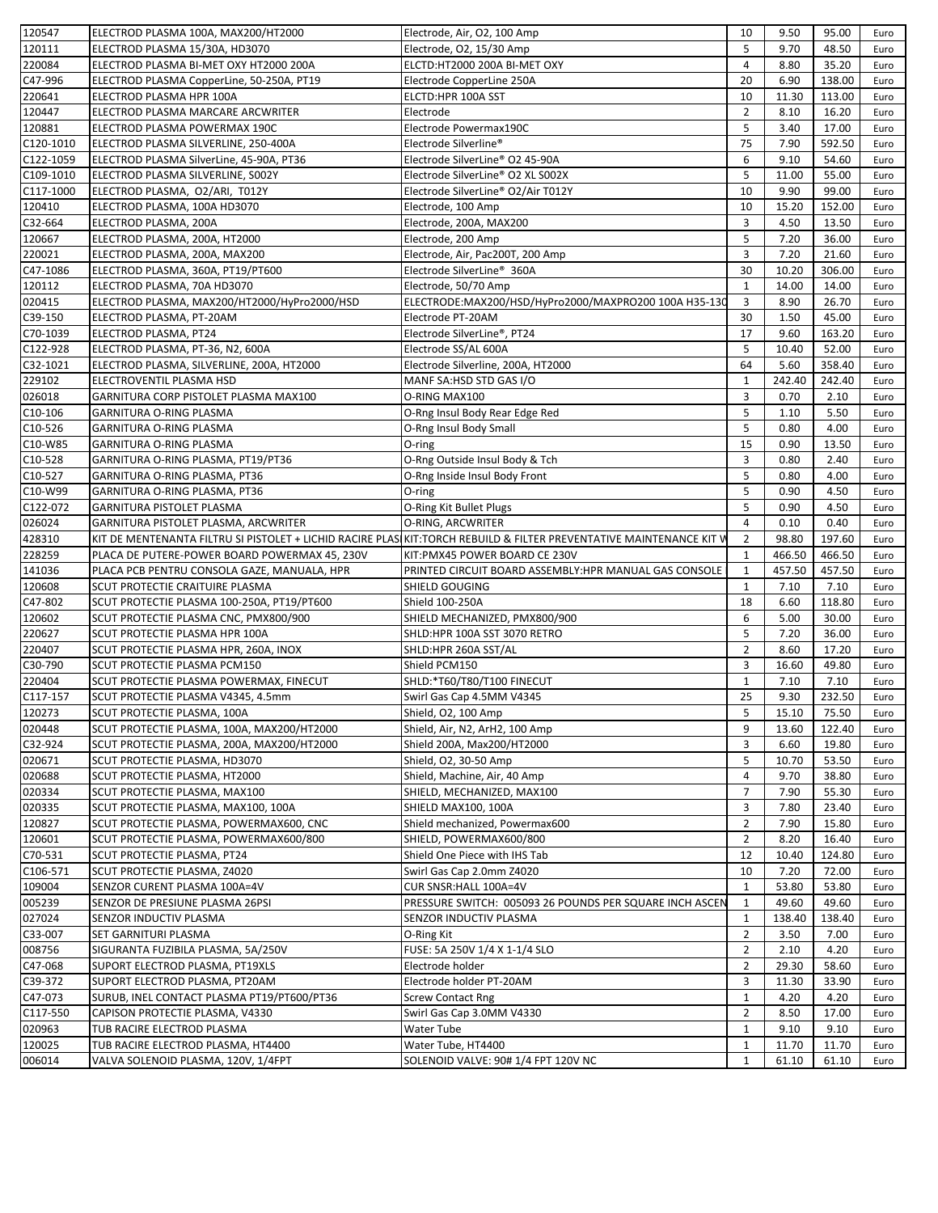| | | | | | | |
|---|---|---|---|---|---|---|
| 120547 | ELECTROD PLASMA 100A, MAX200/HT2000 | Electrode, Air, O2, 100 Amp | 10 | 9.50 | 95.00 | Euro |
| 120111 | ELECTROD PLASMA 15/30A, HD3070 | Electrode, O2, 15/30 Amp | 5 | 9.70 | 48.50 | Euro |
| 220084 | ELECTROD PLASMA BI-MET OXY HT2000 200A | ELCTD:HT2000 200A BI-MET OXY | 4 | 8.80 | 35.20 | Euro |
| C47-996 | ELECTROD PLASMA CopperLine, 50-250A, PT19 | Electrode CopperLine 250A | 20 | 6.90 | 138.00 | Euro |
| 220641 | ELECTROD PLASMA HPR 100A | ELCTD:HPR 100A SST | 10 | 11.30 | 113.00 | Euro |
| 120447 | ELECTROD PLASMA MARCARE ARCWRITER | Electrode | 2 | 8.10 | 16.20 | Euro |
| 120881 | ELECTROD PLASMA POWERMAX 190C | Electrode Powermax190C | 5 | 3.40 | 17.00 | Euro |
| C120-1010 | ELECTROD PLASMA SILVERLINE, 250-400A | Electrode Silverline® | 75 | 7.90 | 592.50 | Euro |
| C122-1059 | ELECTROD PLASMA SilverLine, 45-90A, PT36 | Electrode SilverLine® O2 45-90A | 6 | 9.10 | 54.60 | Euro |
| C109-1010 | ELECTROD PLASMA SILVERLINE, S002Y | Electrode SilverLine® O2 XL S002X | 5 | 11.00 | 55.00 | Euro |
| C117-1000 | ELECTROD PLASMA, O2/ARI, T012Y | Electrode SilverLine® O2/Air T012Y | 10 | 9.90 | 99.00 | Euro |
| 120410 | ELECTROD PLASMA, 100A HD3070 | Electrode, 100 Amp | 10 | 15.20 | 152.00 | Euro |
| C32-664 | ELECTROD PLASMA, 200A | Electrode, 200A, MAX200 | 3 | 4.50 | 13.50 | Euro |
| 120667 | ELECTROD PLASMA, 200A, HT2000 | Electrode, 200 Amp | 5 | 7.20 | 36.00 | Euro |
| 220021 | ELECTROD PLASMA, 200A, MAX200 | Electrode, Air, Pac200T, 200 Amp | 3 | 7.20 | 21.60 | Euro |
| C47-1086 | ELECTROD PLASMA, 360A, PT19/PT600 | Electrode SilverLine® 360A | 30 | 10.20 | 306.00 | Euro |
| 120112 | ELECTROD PLASMA, 70A HD3070 | Electrode, 50/70 Amp | 1 | 14.00 | 14.00 | Euro |
| 020415 | ELECTROD PLASMA, MAX200/HT2000/HyPro2000/HSD | ELECTRODE:MAX200/HSD/HyPro2000/MAXPRO200 100A H35-130 | 3 | 8.90 | 26.70 | Euro |
| C39-150 | ELECTROD PLASMA, PT-20AM | Electrode PT-20AM | 30 | 1.50 | 45.00 | Euro |
| C70-1039 | ELECTROD PLASMA, PT24 | Electrode SilverLine®, PT24 | 17 | 9.60 | 163.20 | Euro |
| C122-928 | ELECTROD PLASMA, PT-36, N2, 600A | Electrode SS/AL 600A | 5 | 10.40 | 52.00 | Euro |
| C32-1021 | ELECTROD PLASMA, SILVERLINE, 200A, HT2000 | Electrode Silverline, 200A, HT2000 | 64 | 5.60 | 358.40 | Euro |
| 229102 | ELECTROVENTIL PLASMA HSD | MANF SA:HSD STD GAS I/O | 1 | 242.40 | 242.40 | Euro |
| 026018 | GARNITURA CORP PISTOLET PLASMA MAX100 | O-RING MAX100 | 3 | 0.70 | 2.10 | Euro |
| C10-106 | GARNITURA O-RING PLASMA | O-Rng Insul Body Rear Edge Red | 5 | 1.10 | 5.50 | Euro |
| C10-526 | GARNITURA O-RING PLASMA | O-Rng Insul Body Small | 5 | 0.80 | 4.00 | Euro |
| C10-W85 | GARNITURA O-RING PLASMA | O-ring | 15 | 0.90 | 13.50 | Euro |
| C10-528 | GARNITURA O-RING PLASMA, PT19/PT36 | O-Rng Outside Insul Body & Tch | 3 | 0.80 | 2.40 | Euro |
| C10-527 | GARNITURA O-RING PLASMA, PT36 | O-Rng Inside Insul Body Front | 5 | 0.80 | 4.00 | Euro |
| C10-W99 | GARNITURA O-RING PLASMA, PT36 | O-ring | 5 | 0.90 | 4.50 | Euro |
| C122-072 | GARNITURA PISTOLET PLASMA | O-Ring Kit Bullet Plugs | 5 | 0.90 | 4.50 | Euro |
| 026024 | GARNITURA PISTOLET PLASMA, ARCWRITER | O-RING, ARCWRITER | 4 | 0.10 | 0.40 | Euro |
| 428310 | KIT DE MENTENANTA FILTRU SI PISTOLET + LICHID RACIRE PLAS | KIT:TORCH REBUILD & FILTER PREVENTATIVE MAINTENANCE KIT W | 2 | 98.80 | 197.60 | Euro |
| 228259 | PLACA DE PUTERE-POWER BOARD POWERMAX 45, 230V | KIT:PMX45 POWER BOARD CE 230V | 1 | 466.50 | 466.50 | Euro |
| 141036 | PLACA PCB PENTRU CONSOLA GAZE, MANUALA, HPR | PRINTED CIRCUIT BOARD ASSEMBLY:HPR MANUAL GAS CONSOLE | 1 | 457.50 | 457.50 | Euro |
| 120608 | SCUT PROTECTIE CRAITUIRE PLASMA | SHIELD GOUGING | 1 | 7.10 | 7.10 | Euro |
| C47-802 | SCUT PROTECTIE PLASMA 100-250A, PT19/PT600 | Shield 100-250A | 18 | 6.60 | 118.80 | Euro |
| 120602 | SCUT PROTECTIE PLASMA CNC, PMX800/900 | SHIELD MECHANIZED, PMX800/900 | 6 | 5.00 | 30.00 | Euro |
| 220627 | SCUT PROTECTIE PLASMA HPR 100A | SHLD:HPR 100A SST 3070 RETRO | 5 | 7.20 | 36.00 | Euro |
| 220407 | SCUT PROTECTIE PLASMA HPR, 260A, INOX | SHLD:HPR 260A SST/AL | 2 | 8.60 | 17.20 | Euro |
| C30-790 | SCUT PROTECTIE PLASMA PCM150 | Shield PCM150 | 3 | 16.60 | 49.80 | Euro |
| 220404 | SCUT PROTECTIE PLASMA POWERMAX, FINECUT | SHLD:*T60/T80/T100 FINECUT | 1 | 7.10 | 7.10 | Euro |
| C117-157 | SCUT PROTECTIE PLASMA V4345, 4.5mm | Swirl Gas Cap 4.5MM V4345 | 25 | 9.30 | 232.50 | Euro |
| 120273 | SCUT PROTECTIE PLASMA, 100A | Shield, O2, 100 Amp | 5 | 15.10 | 75.50 | Euro |
| 020448 | SCUT PROTECTIE PLASMA, 100A, MAX200/HT2000 | Shield, Air, N2, ArH2, 100 Amp | 9 | 13.60 | 122.40 | Euro |
| C32-924 | SCUT PROTECTIE PLASMA, 200A, MAX200/HT2000 | Shield 200A, Max200/HT2000 | 3 | 6.60 | 19.80 | Euro |
| 020671 | SCUT PROTECTIE PLASMA, HD3070 | Shield, O2, 30-50 Amp | 5 | 10.70 | 53.50 | Euro |
| 020688 | SCUT PROTECTIE PLASMA, HT2000 | Shield, Machine, Air, 40 Amp | 4 | 9.70 | 38.80 | Euro |
| 020334 | SCUT PROTECTIE PLASMA, MAX100 | SHIELD, MECHANIZED, MAX100 | 7 | 7.90 | 55.30 | Euro |
| 020335 | SCUT PROTECTIE PLASMA, MAX100, 100A | SHIELD MAX100, 100A | 3 | 7.80 | 23.40 | Euro |
| 120827 | SCUT PROTECTIE PLASMA, POWERMAX600, CNC | Shield mechanized, Powermax600 | 2 | 7.90 | 15.80 | Euro |
| 120601 | SCUT PROTECTIE PLASMA, POWERMAX600/800 | SHIELD, POWERMAX600/800 | 2 | 8.20 | 16.40 | Euro |
| C70-531 | SCUT PROTECTIE PLASMA, PT24 | Shield One Piece with IHS Tab | 12 | 10.40 | 124.80 | Euro |
| C106-571 | SCUT PROTECTIE PLASMA, Z4020 | Swirl Gas Cap 2.0mm Z4020 | 10 | 7.20 | 72.00 | Euro |
| 109004 | SENZOR CURENT PLASMA 100A=4V | CUR SNSR:HALL 100A=4V | 1 | 53.80 | 53.80 | Euro |
| 005239 | SENZOR DE PRESIUNE PLASMA 26PSI | PRESSURE SWITCH: 005093 26 POUNDS PER SQUARE INCH ASCEN | 1 | 49.60 | 49.60 | Euro |
| 027024 | SENZOR INDUCTIV PLASMA | SENZOR INDUCTIV PLASMA | 1 | 138.40 | 138.40 | Euro |
| C33-007 | SET GARNITURI PLASMA | O-Ring Kit | 2 | 3.50 | 7.00 | Euro |
| 008756 | SIGURANTA FUZIBILA PLASMA, 5A/250V | FUSE: 5A 250V 1/4 X 1-1/4 SLO | 2 | 2.10 | 4.20 | Euro |
| C47-068 | SUPORT ELECTROD PLASMA, PT19XLS | Electrode holder | 2 | 29.30 | 58.60 | Euro |
| C39-372 | SUPORT ELECTROD PLASMA, PT20AM | Electrode holder PT-20AM | 3 | 11.30 | 33.90 | Euro |
| C47-073 | SURUB, INEL CONTACT PLASMA PT19/PT600/PT36 | Screw Contact Rng | 1 | 4.20 | 4.20 | Euro |
| C117-550 | CAPISON PROTECTIE PLASMA, V4330 | Swirl Gas Cap 3.0MM V4330 | 2 | 8.50 | 17.00 | Euro |
| 020963 | TUB RACIRE ELECTROD PLASMA | Water Tube | 1 | 9.10 | 9.10 | Euro |
| 120025 | TUB RACIRE ELECTROD PLASMA, HT4400 | Water Tube, HT4400 | 1 | 11.70 | 11.70 | Euro |
| 006014 | VALVA SOLENOID PLASMA, 120V, 1/4FPT | SOLENOID VALVE: 90# 1/4 FPT 120V NC | 1 | 61.10 | 61.10 | Euro |